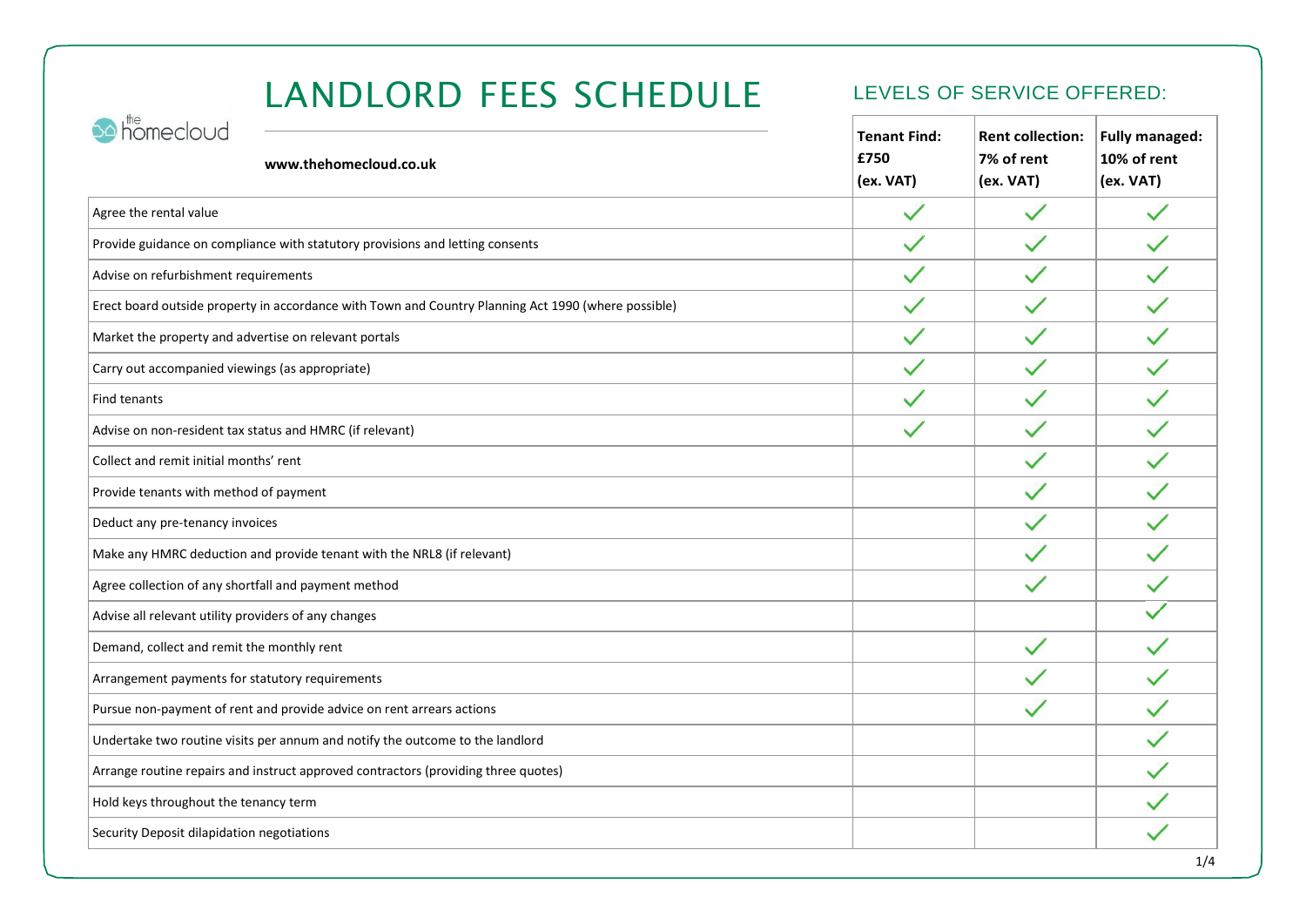# LANDLORD FEES SCHEDULE

the homecloud

**www.thehomecloud.co.uk**

## LEVELS OF SERVICE OFFERED:

| | **Tenant Find: £750 (ex. VAT)** | **Rent collection: 7% of rent (ex. VAT)** | **Fully managed: 10% of rent (ex. VAT)** |
|---|---|---|---|
| Agree the rental value | ✓ | ✓ | ✓ |
| Provide guidance on compliance with statutory provisions and letting consents | ✓ | ✓ | ✓ |
| Advise on refurbishment requirements | ✓ | ✓ | ✓ |
| Erect board outside property in accordance with Town and Country Planning Act 1990 (where possible) | ✓ | ✓ | ✓ |
| Market the property and advertise on relevant portals | ✓ | ✓ | ✓ |
| Carry out accompanied viewings (as appropriate) | ✓ | ✓ | ✓ |
| Find tenants | ✓ | ✓ | ✓ |
| Advise on non-resident tax status and HMRC (if relevant) | ✓ | ✓ | ✓ |
| Collect and remit initial months' rent | | ✓ | ✓ |
| Provide tenants with method of payment | | ✓ | ✓ |
| Deduct any pre-tenancy invoices | | ✓ | ✓ |
| Make any HMRC deduction and provide tenant with the NRL8 (if relevant) | | ✓ | ✓ |
| Agree collection of any shortfall and payment method | | ✓ | ✓ |
| Advise all relevant utility providers of any changes | | | ✓ |
| Demand, collect and remit the monthly rent | | ✓ | ✓ |
| Arrangement payments for statutory requirements | | ✓ | ✓ |
| Pursue non-payment of rent and provide advice on rent arrears actions | | ✓ | ✓ |
| Undertake two routine visits per annum and notify the outcome to the landlord | | | ✓ |
| Arrange routine repairs and instruct approved contractors (providing three quotes) | | | ✓ |
| Hold keys throughout the tenancy term | | | ✓ |
| Security Deposit dilapidation negotiations | | | ✓ |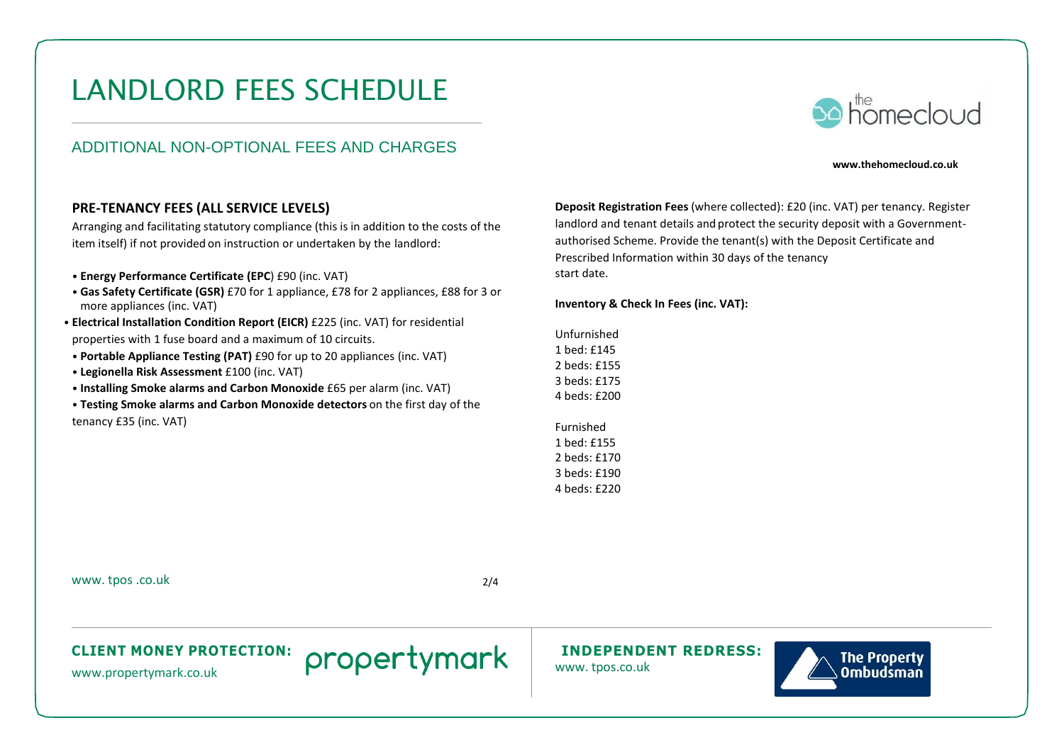# LANDLORD FEES SCHEDULE

## ADDITIONAL NON-OPTIONAL FEES AND CHARGES

www.thehomecloud.co.uk

### PRE-TENANCY FEES (ALL SERVICE LEVELS)

Arranging and facilitating statutory compliance (this is in addition to the costs of the item itself) if not provided on instruction or undertaken by the landlord:

- **Energy Performance Certificate (EPC**) £90 (inc. VAT)
- **Gas Safety Certificate (GSR)** £70 for 1 appliance, £78 for 2 appliances, £88 for 3 or more appliances (inc. VAT)
- **Electrical Installation Condition Report (EICR)** £225 (inc. VAT) for residential properties with 1 fuse board and a maximum of 10 circuits.
- **Portable Appliance Testing (PAT)** £90 for up to 20 appliances (inc. VAT)
- **Legionella Risk Assessment** £100 (inc. VAT)
- **Installing Smoke alarms and Carbon Monoxide** £65 per alarm (inc. VAT)
- **Testing Smoke alarms and Carbon Monoxide detectors** on the first day of the tenancy £35 (inc. VAT)

**Deposit Registration Fees** (where collected): £20 (inc. VAT) per tenancy. Register landlord and tenant details and protect the security deposit with a Government-authorised Scheme. Provide the tenant(s) with the Deposit Certificate and Prescribed Information within 30 days of the tenancy start date.

**Inventory & Check In Fees (inc. VAT):**

Unfurnished
1 bed: £145
2 beds: £155
3 beds: £175
4 beds: £200

Furnished
1 bed: £155
2 beds: £170
3 beds: £190
4 beds: £220

www. tpos .co.uk

**CLIENT MONEY PROTECTION:** propertymark
www.propertymark.co.uk

**INDEPENDENT REDRESS:** The Property Ombudsman
www. tpos.co.uk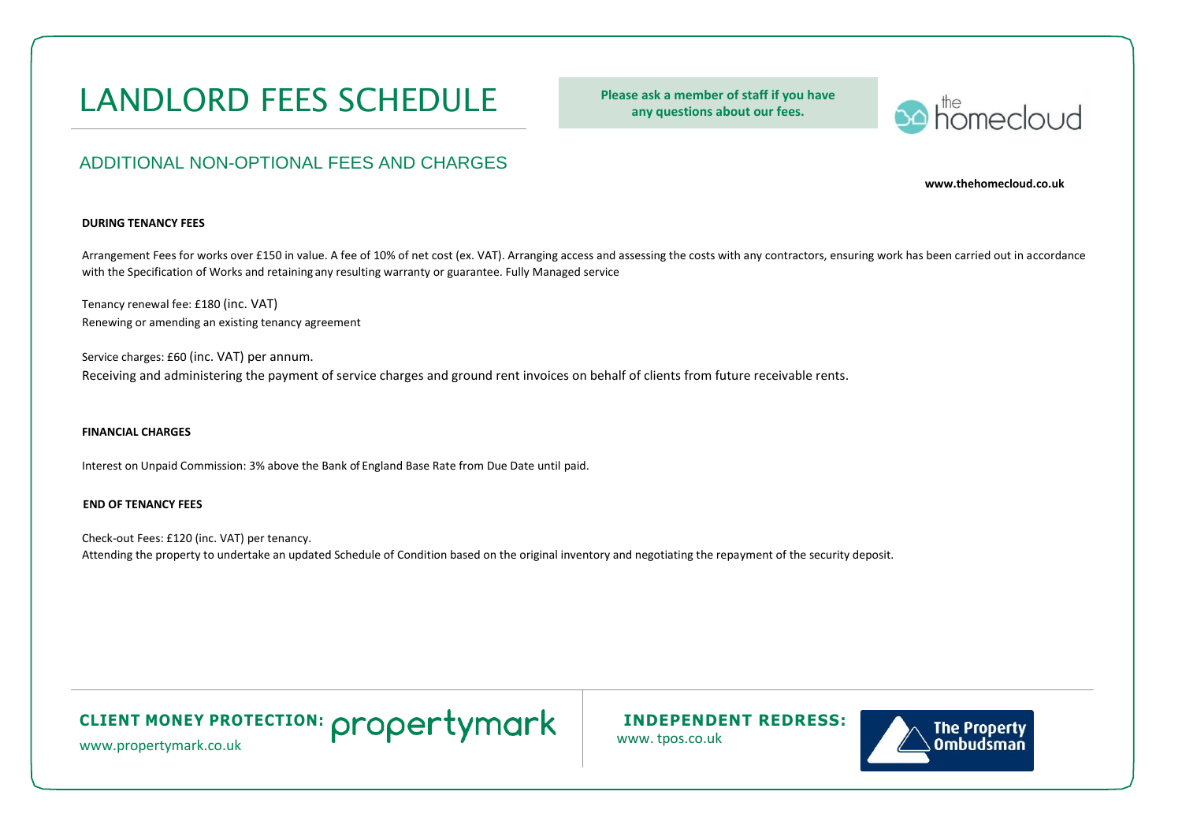# LANDLORD FEES SCHEDULE

**Please ask a member of staff if you have any questions about our fees.**

the homecloud

## ADDITIONAL NON-OPTIONAL FEES AND CHARGES

**www.thehomecloud.co.uk**

**DURING TENANCY FEES**

Arrangement Fees for works over £150 in value. A fee of 10% of net cost (ex. VAT). Arranging access and assessing the costs with any contractors, ensuring work has been carried out in accordance with the Specification of Works and retaining any resulting warranty or guarantee. Fully Managed service

Tenancy renewal fee: £180 (inc. VAT)
Renewing or amending an existing tenancy agreement

Service charges: £60 (inc. VAT) per annum.
Receiving and administering the payment of service charges and ground rent invoices on behalf of clients from future receivable rents.

**FINANCIAL CHARGES**

Interest on Unpaid Commission: 3% above the Bank of England Base Rate from Due Date until paid.

**END OF TENANCY FEES**

Check-out Fees: £120 (inc. VAT) per tenancy.
Attending the property to undertake an updated Schedule of Condition based on the original inventory and negotiating the repayment of the security deposit.

**CLIENT MONEY PROTECTION:** propertymark
www.propertymark.co.uk

**INDEPENDENT REDRESS:**
www. tpos.co.uk

The Property Ombudsman